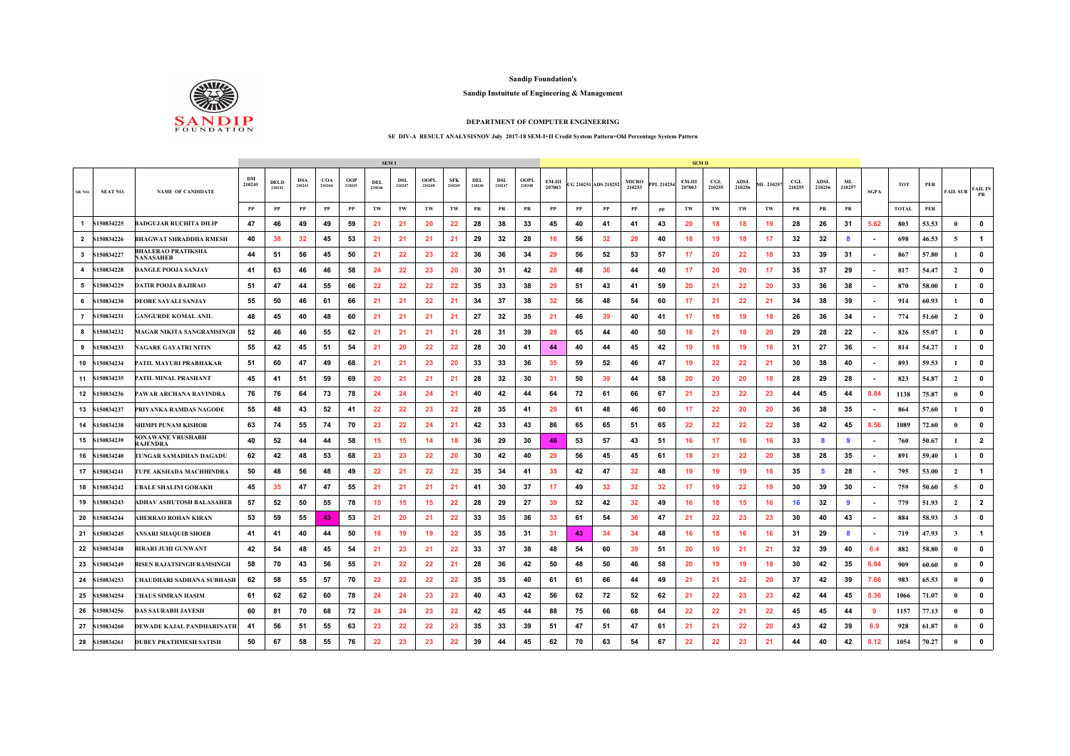Sandip Foundation's

Sandip Instuitute of Engineering & Management

DEPARTMENT OF COMPUTER ENGINEERING

SE DIV-A RESULT ANALYSISNOV July 2017-18 SEM-I+II Credit System Pattern+Old Percentage System Pattern

| SR. NO. | SEAT NO. | NAME OF CANDIDATE | SEM I | | | | | | | | | | | | | SEM II | | | | | | | | | | | | | SGPA | TOT | PER | FAIL SUB | FAIL IN PR |
|---|---|---|---|---|---|---|---|---|---|---|---|---|---|---|---|---|---|---|---|---|---|---|---|---|---|---|---|---|---|---|---|---|---|
| | | | DM 210241 | DELD 210242 | DSA 210243 | COA 210244 | OOP 210245 | DEL 210246 | DSL 210247 | OOPL 210248 | SFK 210249 | DEL 210246 | DSL 210247 | OOPL 210248 | EM-III 207003 | CG 210251 | ADS 210252 | MICRO 210253 | PPL 210254 | EM-III 207003 | CGL 210255 | ADSL 210256 | ML 210257 | CGL 210255 | ADSL 210256 | ML 210257 | | | | | |
| | | | PP | PP | PP | PP | PP | TW | TW | TW | TW | PR | PR | PR | PP | PP | PP | PP | pp | TW | TW | TW | TW | PR | PR | PR | | TOTAL | PER | | |
| 1 | S150834225 | BADGUJAR RUCHITA DILIP | 47 | 46 | 49 | 49 | 59 | 21 | 21 | 20 | 22 | 28 | 38 | 33 | 45 | 40 | 41 | 41 | 43 | 20 | 18 | 18 | 19 | 28 | 26 | 31 | 5.62 | 803 | 53.53 | 0 | 0 |
| 2 | S150834226 | BHAGWAT SHRADDHA RMESH | 40 | 38 | 32 | 45 | 53 | 21 | 21 | 21 | 21 | 29 | 32 | 28 | 16 | 56 | 32 | 29 | 40 | 18 | 19 | 18 | 17 | 32 | 32 | 8 | - | 698 | 46.53 | 5 | 1 |
| 3 | S150834227 | BHALERAO PRATIKSHA NANASAHEB | 44 | 51 | 56 | 45 | 50 | 21 | 22 | 23 | 22 | 36 | 36 | 34 | 29 | 56 | 52 | 53 | 57 | 17 | 20 | 22 | 18 | 33 | 39 | 31 | - | 867 | 57.80 | 1 | 0 |
| 4 | S150834228 | DANGLE POOJA SANJAY | 41 | 63 | 46 | 46 | 58 | 24 | 22 | 23 | 20 | 30 | 31 | 42 | 28 | 48 | 36 | 44 | 40 | 17 | 20 | 20 | 17 | 35 | 37 | 29 | - | 817 | 54.47 | 2 | 0 |
| 5 | S150834229 | DATIR POOJA BAJIRAO | 51 | 47 | 44 | 55 | 66 | 22 | 22 | 22 | 22 | 35 | 33 | 38 | 29 | 51 | 43 | 41 | 59 | 20 | 21 | 22 | 20 | 33 | 36 | 38 | - | 870 | 58.00 | 1 | 0 |
| 6 | S150834230 | DEORE SAYALI SANJAY | 55 | 50 | 46 | 61 | 66 | 21 | 21 | 22 | 21 | 34 | 37 | 38 | 32 | 56 | 48 | 54 | 60 | 17 | 21 | 22 | 21 | 34 | 38 | 39 | - | 914 | 60.93 | 1 | 0 |
| 7 | S150834231 | GANGURDE KOMAL ANIL | 48 | 45 | 40 | 48 | 60 | 21 | 21 | 21 | 21 | 27 | 32 | 35 | 21 | 46 | 39 | 40 | 41 | 17 | 18 | 19 | 18 | 26 | 36 | 34 | - | 774 | 51.60 | 2 | 0 |
| 8 | S150834232 | MAGAR NIKITA SANGRAMSINGH | 52 | 46 | 46 | 55 | 62 | 21 | 21 | 21 | 21 | 28 | 31 | 39 | 28 | 65 | 44 | 40 | 50 | 18 | 21 | 18 | 20 | 29 | 28 | 22 | - | 826 | 55.07 | 1 | 0 |
| 9 | S150834233 | NAGARE GAYATRI NITIN | 55 | 42 | 45 | 51 | 54 | 21 | 20 | 22 | 22 | 28 | 30 | 41 | 44 | 40 | 44 | 45 | 42 | 19 | 18 | 19 | 18 | 31 | 27 | 36 | - | 814 | 54.27 | 1 | 0 |
| 10 | S150834234 | PATIL MAYURI PRABHAKAR | 51 | 60 | 47 | 49 | 68 | 21 | 21 | 23 | 20 | 33 | 33 | 36 | 35 | 59 | 52 | 46 | 47 | 19 | 22 | 22 | 21 | 30 | 38 | 40 | - | 893 | 59.53 | 1 | 0 |
| 11 | S150834235 | PATIL MINAL PRASHANT | 45 | 41 | 51 | 59 | 69 | 20 | 21 | 21 | 21 | 28 | 32 | 30 | 31 | 50 | 39 | 44 | 58 | 20 | 20 | 20 | 18 | 28 | 29 | 28 | - | 823 | 54.87 | 2 | 0 |
| 12 | S150834236 | PAWAR ARCHANA RAVINDRA | 76 | 76 | 64 | 73 | 78 | 24 | 24 | 24 | 21 | 40 | 42 | 44 | 64 | 72 | 61 | 66 | 67 | 21 | 23 | 22 | 23 | 44 | 45 | 44 | 8.84 | 1138 | 75.87 | 0 | 0 |
| 13 | S150834237 | PRIYANKA RAMDAS NAGODE | 55 | 48 | 43 | 52 | 41 | 22 | 22 | 23 | 22 | 28 | 35 | 41 | 29 | 61 | 48 | 46 | 60 | 17 | 22 | 20 | 20 | 36 | 38 | 35 | - | 864 | 57.60 | 1 | 0 |
| 14 | S150834238 | SHIMPI PUNAM KISHOR | 63 | 74 | 55 | 74 | 70 | 23 | 22 | 24 | 21 | 42 | 33 | 43 | 86 | 65 | 65 | 51 | 65 | 22 | 22 | 22 | 22 | 38 | 42 | 45 | 8.56 | 1089 | 72.60 | 0 | 0 |
| 15 | S150834239 | SONAWANE VRUSHABH RAJENDRA | 40 | 52 | 44 | 44 | 58 | 15 | 15 | 14 | 18 | 36 | 29 | 30 | 46 | 53 | 57 | 43 | 51 | 16 | 17 | 16 | 16 | 33 | 8 | 9 | - | 760 | 50.67 | 1 | 2 |
| 16 | S150834240 | TUNGAR SAMADHAN DAGADU | 62 | 42 | 48 | 53 | 68 | 23 | 23 | 22 | 20 | 30 | 42 | 40 | 29 | 56 | 45 | 45 | 61 | 18 | 21 | 22 | 20 | 38 | 28 | 35 | - | 891 | 59.40 | 1 | 0 |
| 17 | S150834241 | TUPE AKSHADA MACHHINDRA | 50 | 48 | 56 | 48 | 49 | 22 | 21 | 22 | 22 | 35 | 34 | 41 | 35 | 42 | 47 | 32 | 48 | 19 | 19 | 19 | 18 | 35 | 5 | 28 | - | 795 | 53.00 | 2 | 1 |
| 18 | S150834242 | UBALE SHALINI GORAKH | 45 | 35 | 47 | 47 | 55 | 21 | 21 | 21 | 21 | 41 | 30 | 37 | 17 | 49 | 32 | 32 | 32 | 17 | 19 | 22 | 19 | 30 | 39 | 30 | - | 759 | 50.60 | 5 | 0 |
| 19 | S150834243 | ADHAV ASHUTOSH BALASAHEB | 57 | 52 | 50 | 55 | 78 | 15 | 15 | 15 | 22 | 28 | 29 | 27 | 39 | 52 | 42 | 32 | 49 | 16 | 18 | 15 | 16 | 16 | 32 | 9 | - | 779 | 51.93 | 2 | 2 |
| 20 | S150834244 | AHERRAO ROHAN KIRAN | 53 | 59 | 55 | 43 | 53 | 21 | 20 | 21 | 22 | 33 | 35 | 36 | 33 | 61 | 54 | 36 | 47 | 21 | 22 | 23 | 23 | 30 | 40 | 43 | - | 884 | 58.93 | 3 | 0 |
| 21 | S150834245 | ANSARI SHAQUIB SHOEB | 41 | 41 | 40 | 44 | 50 | 18 | 19 | 19 | 22 | 35 | 35 | 31 | 31 | 43 | 34 | 34 | 48 | 16 | 18 | 16 | 16 | 31 | 29 | 8 | - | 719 | 47.93 | 3 | 1 |
| 22 | S150834248 | BIRARI JUHI GUNWANT | 42 | 54 | 48 | 45 | 54 | 21 | 23 | 21 | 22 | 33 | 37 | 38 | 48 | 54 | 60 | 39 | 51 | 20 | 19 | 21 | 21 | 32 | 39 | 40 | 6.4 | 882 | 58.80 | 0 | 0 |
| 23 | S150834249 | BISEN RAJATSINGH RAMSINGH | 58 | 70 | 43 | 56 | 55 | 21 | 22 | 22 | 21 | 28 | 36 | 42 | 50 | 48 | 50 | 46 | 58 | 20 | 19 | 19 | 18 | 30 | 42 | 35 | 6.94 | 909 | 60.60 | 0 | 0 |
| 24 | S150834253 | CHAUDHARI SADHANA SUBHASH | 62 | 58 | 55 | 57 | 70 | 22 | 22 | 22 | 22 | 35 | 35 | 40 | 61 | 61 | 66 | 44 | 49 | 21 | 21 | 22 | 20 | 37 | 42 | 39 | 7.66 | 983 | 65.53 | 0 | 0 |
| 25 | S150834254 | CHAUS SIMRAN HASIM | 61 | 62 | 62 | 60 | 78 | 24 | 24 | 23 | 23 | 40 | 43 | 42 | 56 | 62 | 72 | 52 | 62 | 21 | 22 | 23 | 23 | 42 | 44 | 45 | 8.36 | 1066 | 71.07 | 0 | 0 |
| 26 | S150834256 | DAS SAURABH JAYESH | 60 | 81 | 70 | 68 | 72 | 24 | 24 | 23 | 22 | 42 | 45 | 44 | 88 | 75 | 66 | 68 | 64 | 22 | 22 | 21 | 22 | 45 | 45 | 44 | 9 | 1157 | 77.13 | 0 | 0 |
| 27 | S150834260 | DEWADE KAJAL PANDHARINATH | 41 | 56 | 51 | 55 | 63 | 23 | 22 | 22 | 23 | 35 | 33 | 39 | 51 | 47 | 51 | 47 | 61 | 21 | 21 | 22 | 20 | 43 | 42 | 39 | 6.9 | 928 | 61.87 | 0 | 0 |
| 28 | S150834261 | DUBEY PRATHMESH SATISH | 50 | 67 | 58 | 55 | 76 | 22 | 23 | 23 | 22 | 39 | 44 | 45 | 62 | 70 | 63 | 54 | 67 | 22 | 22 | 23 | 21 | 44 | 40 | 42 | 8.12 | 1054 | 70.27 | 0 | 0 |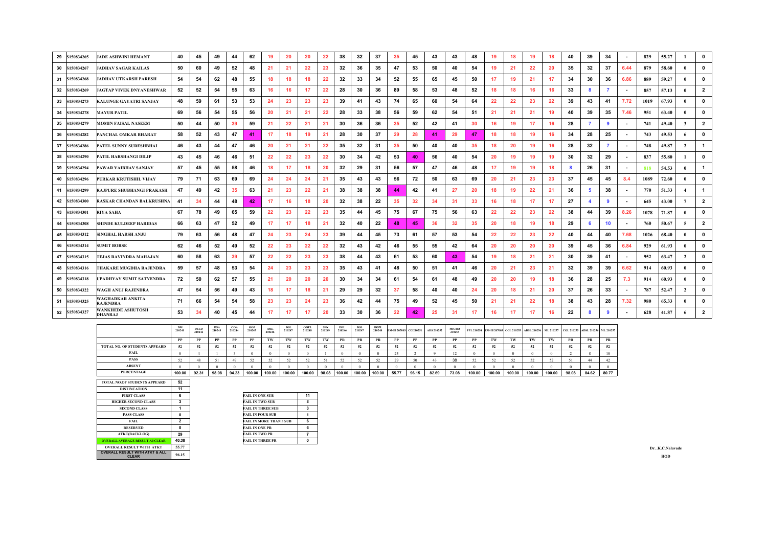| | | | | | | | | | | | | | | | | | | | | | | | | | | | | | | | |
|---|---|---|---|---|---|---|---|---|---|---|---|---|---|---|---|---|---|---|---|---|---|---|---|---|---|---|---|---|---|---|---|
| 29 | S150834265 | IADE ASHWINI HEMANT | 40 | 45 | 49 | 44 | 62 | 19 | 20 | 20 | 22 | 38 | 32 | 37 | 35 | 45 | 43 | 43 | 48 | 19 | 18 | 19 | 18 | 40 | 39 | 34 | - | 829 | 55.27 | 1 | 0 |
| 30 | S150834267 | JADHAV SAGAR KAILAS | 50 | 60 | 49 | 52 | 48 | 21 | 21 | 22 | 23 | 32 | 36 | 35 | 47 | 53 | 50 | 40 | 54 | 19 | 21 | 22 | 20 | 35 | 32 | 37 | 6.44 | 879 | 58.60 | 0 | 0 |
| 31 | S150834268 | JADHAV UTKARSH PARESH | 54 | 54 | 62 | 48 | 55 | 18 | 18 | 18 | 22 | 32 | 33 | 34 | 52 | 55 | 65 | 45 | 50 | 17 | 19 | 21 | 17 | 34 | 30 | 36 | 6.86 | 889 | 59.27 | 0 | 0 |
| 32 | S150834269 | JAGTAP VIVEK DNYANESHWAR | 52 | 52 | 54 | 55 | 63 | 16 | 16 | 17 | 22 | 28 | 30 | 36 | 89 | 58 | 53 | 48 | 52 | 18 | 18 | 16 | 16 | 33 | 8 | 7 | - | 857 | 57.13 | 0 | 2 |
| 33 | S150834273 | KALUNGE GAYATRI SANJAY | 48 | 59 | 61 | 53 | 53 | 24 | 23 | 23 | 23 | 39 | 41 | 43 | 74 | 65 | 60 | 54 | 64 | 22 | 22 | 23 | 22 | 39 | 43 | 41 | 7.72 | 1019 | 67.93 | 0 | 0 |
| 34 | S150834278 | MAYUR PATIL | 69 | 56 | 54 | 55 | 56 | 20 | 21 | 21 | 22 | 28 | 33 | 38 | 56 | 59 | 62 | 54 | 51 | 21 | 21 | 21 | 19 | 40 | 39 | 35 | 7.46 | 951 | 63.40 | 0 | 0 |
| 35 | S150834279 | MOMIN FAISAL NASEEM | 50 | 44 | 50 | 39 | 59 | 21 | 22 | 21 | 21 | 30 | 36 | 36 | 35 | 52 | 42 | 41 | 30 | 16 | 19 | 17 | 16 | 28 | 7 | 9 | - | 741 | 49.40 | 3 | 2 |
| 36 | S150834282 | PANCHAL OMKAR BHARAT | 58 | 52 | 43 | 47 | 41 | 17 | 18 | 19 | 21 | 28 | 30 | 37 | 29 | 28 | 41 | 29 | 47 | 18 | 18 | 19 | 16 | 34 | 28 | 25 | - | 743 | 49.53 | 6 | 0 |
| 37 | S150834286 | PATEL SUNNY SURESHBHAI | 46 | 43 | 44 | 47 | 46 | 20 | 21 | 21 | 22 | 35 | 32 | 31 | 35 | 50 | 40 | 40 | 35 | 18 | 20 | 19 | 16 | 28 | 32 | 7 | - | 748 | 49.87 | 2 | 1 |
| 38 | S150834290 | PATIL HARSHANGI DILIP | 43 | 45 | 46 | 46 | 51 | 22 | 22 | 23 | 22 | 30 | 34 | 42 | 53 | 40 | 56 | 40 | 54 | 20 | 19 | 19 | 19 | 30 | 32 | 29 | - | 837 | 55.80 | 1 | 0 |
| 39 | S150834294 | PAWAR VAIBHAV SANJAY | 57 | 45 | 55 | 58 | 46 | 18 | 17 | 18 | 20 | 32 | 29 | 31 | 56 | 57 | 47 | 46 | 48 | 17 | 19 | 19 | 18 | 8 | 26 | 31 | - | 818 | 54.53 | 0 | 1 |
| 40 | S150834296 | PURKAR KRUTISHIL VIJAY | 79 | 71 | 63 | 69 | 69 | 24 | 24 | 24 | 21 | 35 | 43 | 43 | 56 | 72 | 50 | 63 | 69 | 20 | 21 | 23 | 23 | 37 | 45 | 45 | 8.4 | 1089 | 72.60 | 0 | 0 |
| 41 | S150834299 | RAJPURE SHUBHANGI PRAKASH | 47 | 49 | 42 | 35 | 63 | 21 | 23 | 22 | 21 | 38 | 38 | 38 | 44 | 42 | 41 | 27 | 20 | 18 | 19 | 22 | 21 | 36 | 5 | 38 | - | 770 | 51.33 | 4 | 1 |
| 42 | S150834300 | RASKAR CHANDAN BALKRUSHNA | 41 | 34 | 44 | 48 | 42 | 17 | 16 | 18 | 20 | 32 | 38 | 22 | 35 | 32 | 34 | 31 | 33 | 16 | 18 | 17 | 17 | 27 | 4 | 9 | - | 645 | 43.00 | 7 | 2 |
| 43 | S150834301 | RIYA SAHA | 67 | 78 | 49 | 65 | 59 | 22 | 23 | 22 | 23 | 35 | 44 | 45 | 75 | 67 | 75 | 56 | 63 | 22 | 22 | 23 | 22 | 38 | 44 | 39 | 8.26 | 1078 | 71.87 | 0 | 0 |
| 44 | S150834308 | SHINDE KULDEEP HARIDAS | 66 | 63 | 47 | 52 | 49 | 17 | 17 | 18 | 21 | 32 | 40 | 22 | 48 | 45 | 36 | 32 | 35 | 20 | 18 | 19 | 18 | 29 | 6 | 10 | - | 760 | 50.67 | 5 | 2 |
| 45 | S150834312 | SINGHAL HARSH ANJU | 79 | 63 | 56 | 48 | 47 | 24 | 23 | 24 | 23 | 39 | 44 | 45 | 73 | 61 | 57 | 53 | 54 | 22 | 22 | 23 | 22 | 40 | 44 | 40 | 7.68 | 1026 | 68.40 | 0 | 0 |
| 46 | S150834314 | SUMIT BORSE | 62 | 46 | 52 | 49 | 52 | 22 | 23 | 22 | 22 | 32 | 43 | 42 | 46 | 55 | 55 | 42 | 64 | 20 | 20 | 20 | 20 | 39 | 45 | 36 | 6.84 | 929 | 61.93 | 0 | 0 |
| 47 | S150834315 | TEJAS RAVINDRA MAHAJAN | 60 | 58 | 63 | 39 | 57 | 22 | 22 | 23 | 23 | 38 | 44 | 43 | 61 | 53 | 60 | 43 | 54 | 19 | 18 | 21 | 21 | 30 | 39 | 41 | - | 952 | 63.47 | 2 | 0 |
| 48 | S150834316 | THAKARE MUGDHA RAJENDRA | 59 | 57 | 48 | 53 | 54 | 24 | 23 | 23 | 23 | 35 | 43 | 41 | 48 | 50 | 51 | 41 | 46 | 20 | 21 | 23 | 21 | 32 | 39 | 39 | 6.62 | 914 | 60.93 | 0 | 0 |
| 49 | S150834318 | UPADHYAY SUMIT SATYENDRA | 72 | 50 | 62 | 57 | 55 | 21 | 20 | 20 | 20 | 30 | 34 | 34 | 61 | 54 | 61 | 48 | 49 | 20 | 20 | 19 | 18 | 36 | 28 | 25 | 7.3 | 914 | 60.93 | 0 | 0 |
| 50 | S150834322 | WAGH ANUJ RAJENDRA | 47 | 54 | 56 | 49 | 43 | 18 | 17 | 18 | 21 | 29 | 29 | 32 | 37 | 58 | 40 | 40 | 24 | 20 | 18 | 21 | 20 | 37 | 26 | 33 | - | 787 | 52.47 | 2 | 0 |
| 51 | S150834325 | WAGHADKAR ANKITA RAJENDRA | 71 | 66 | 54 | 54 | 58 | 23 | 23 | 24 | 23 | 36 | 42 | 44 | 75 | 49 | 52 | 45 | 50 | 21 | 21 | 22 | 18 | 38 | 43 | 28 | 7.32 | 980 | 65.33 | 0 | 0 |
| 52 | S150834327 | WANKHEDE ASHUTOSH DHANRAJ | 53 | 34 | 40 | 45 | 44 | 17 | 17 | 17 | 20 | 33 | 30 | 36 | 22 | 42 | 25 | 31 | 17 | 16 | 17 | 17 | 16 | 22 | 8 | 9 | - | 628 | 41.87 | 6 | 2 |

| | DM 210241 | DELD 210242 | DSA 210243 | COA 210244 | OOP 210245 | DEL 210246 | DSL 210247 | OOPL 210248 | SFK 210249 | DEL 210246 | DSL 210247 | OOPL 210248 | EM-III 207003 | CG 210251 | ADS 210252 | MICRO 210253 | PPL 210254 | EM-III 207003 | CGL 210255 | ADSL 210256 | ML 210257 | CGL 210255 | ADSL 210256 | ML 210257 |
|---|---|---|---|---|---|---|---|---|---|---|---|---|---|---|---|---|---|---|---|---|---|---|---|---|
| | PP | PP | PP | PP | PP | TW | TW | TW | TW | PR | PR | PR | PP | PP | PP | PP | PP | TW | TW | TW | TW | PR | PR | PR |
| TOTAL NO. OF STUDENTS APPEARD | 52 | 52 | 52 | 52 | 52 | 52 | 52 | 52 | 52 | 52 | 52 | 52 | 52 | 52 | 52 | 52 | 52 | 52 | 52 | 52 | 52 | 52 | 52 | 52 |
| FAIL | 0 | 4 | 1 | 3 | 0 | 0 | 0 | 0 | 1 | 0 | 0 | 0 | 23 | 2 | 9 | 12 | 0 | 0 | 0 | 0 | 0 | 2 | 8 | 10 |
| PASS | 52 | 48 | 51 | 49 | 52 | 52 | 52 | 52 | 51 | 52 | 52 | 52 | 29 | 50 | 43 | 38 | 52 | 52 | 52 | 52 | 52 | 51 | 44 | 42 |
| ABSENT | 0 | 0 | 0 | 0 | 0 | 0 | 0 | 0 | 0 | 0 | 0 | 0 | 0 | 0 | 0 | 0 | 0 | 0 | 0 | 0 | 0 | 0 | 0 | 0 |
| PERCENTAGE | 100.00 | 92.31 | 98.08 | 94.23 | 100.00 | 100.00 | 100.00 | 100.00 | 98.08 | 100.00 | 100.00 | 100.00 | 55.77 | 96.15 | 82.69 | 73.08 | 100.00 | 100.00 | 100.00 | 100.00 | 100.00 | 98.08 | 84.62 | 80.77 |

| | |
|---|---|
| TOTAL NO.OF STUDENTS APPEARD | 52 |
| DISTINCATION | 11 |
| FIRST CLASS | 6 |
| HIGHER SECOND CLASS | 3 |
| SECOND CLASS | 1 |
| PASS CLASS | 0 |
| FAIL | 2 |
| RESERVED | 0 |
| ATKT(BACKLOG) | 29 |
| OVERALL AVERAGE RESULT All CLEAR | 40.38 |
| OVERALL RESULT WITH ATKT | 55.77 |
| OVERALL RESULT WITH ATKT & ALL CLEAR | 96.15 |

| | |
|---|---|
| FAIL IN ONE SUB | 11 |
| FAIL IN TWO SUB | 8 |
| FAIL IN THREE SUB | 3 |
| FAIL IN FOUR SUB | 1 |
| FAIL IN MORE THAN 5 SUB | 6 |
| FAIL IN ONE PR | 6 |
| FAIL IN TWO PR | 7 |
| FAIL IN THREE PR | 0 |

Dr. .K.C.Nalavade

HOD